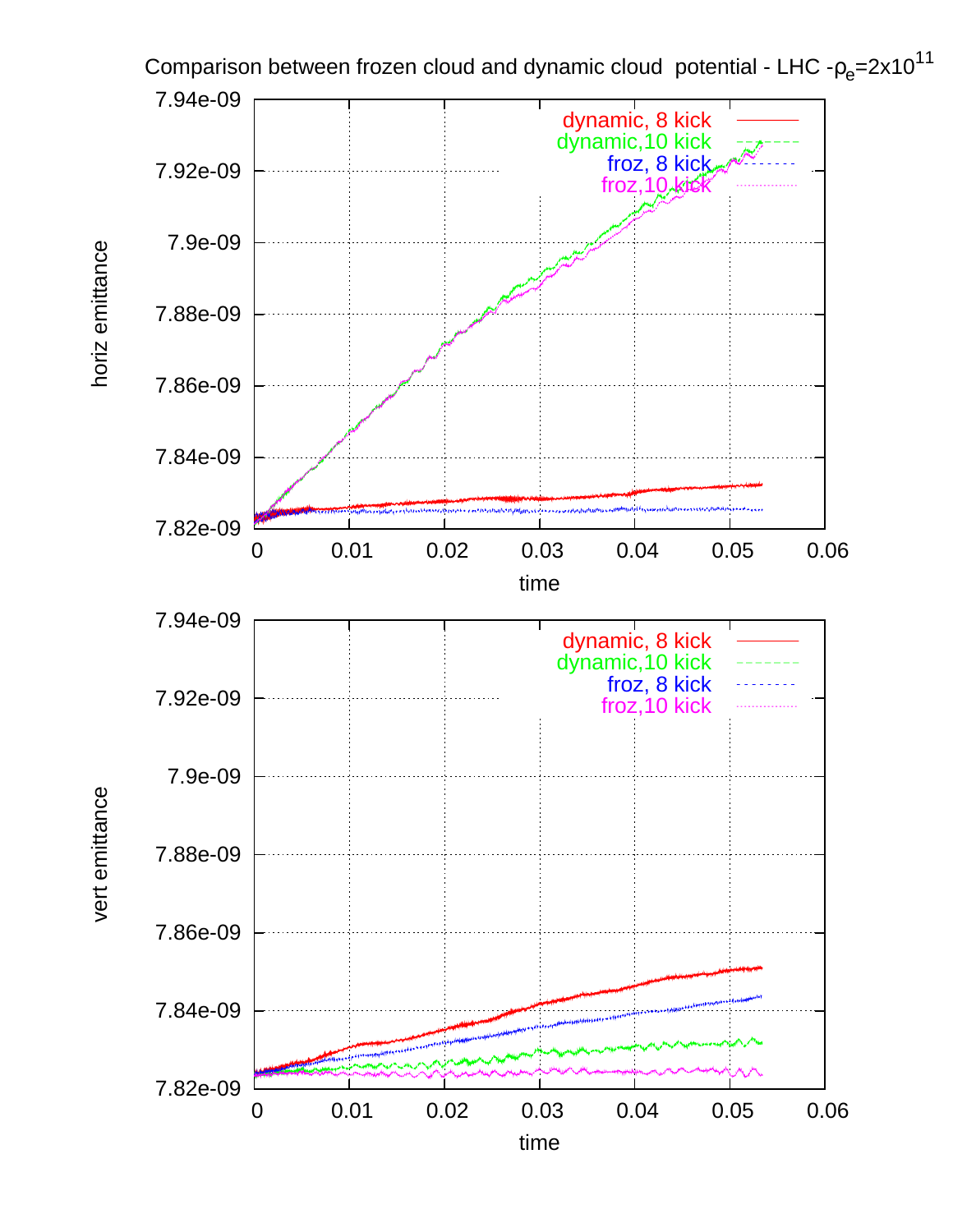Comparison between frozen cloud and dynamic cloud potential - LHC - $\rho_e = 2 \times 10^{11}$

horiz emittance

dynamic, 8 kick
dynamic,10 kick
froz, 8 kick
froz,10 kick

time

vert emittance

dynamic, 8 kick
dynamic,10 kick
froz, 8 kick
froz,10 kick

time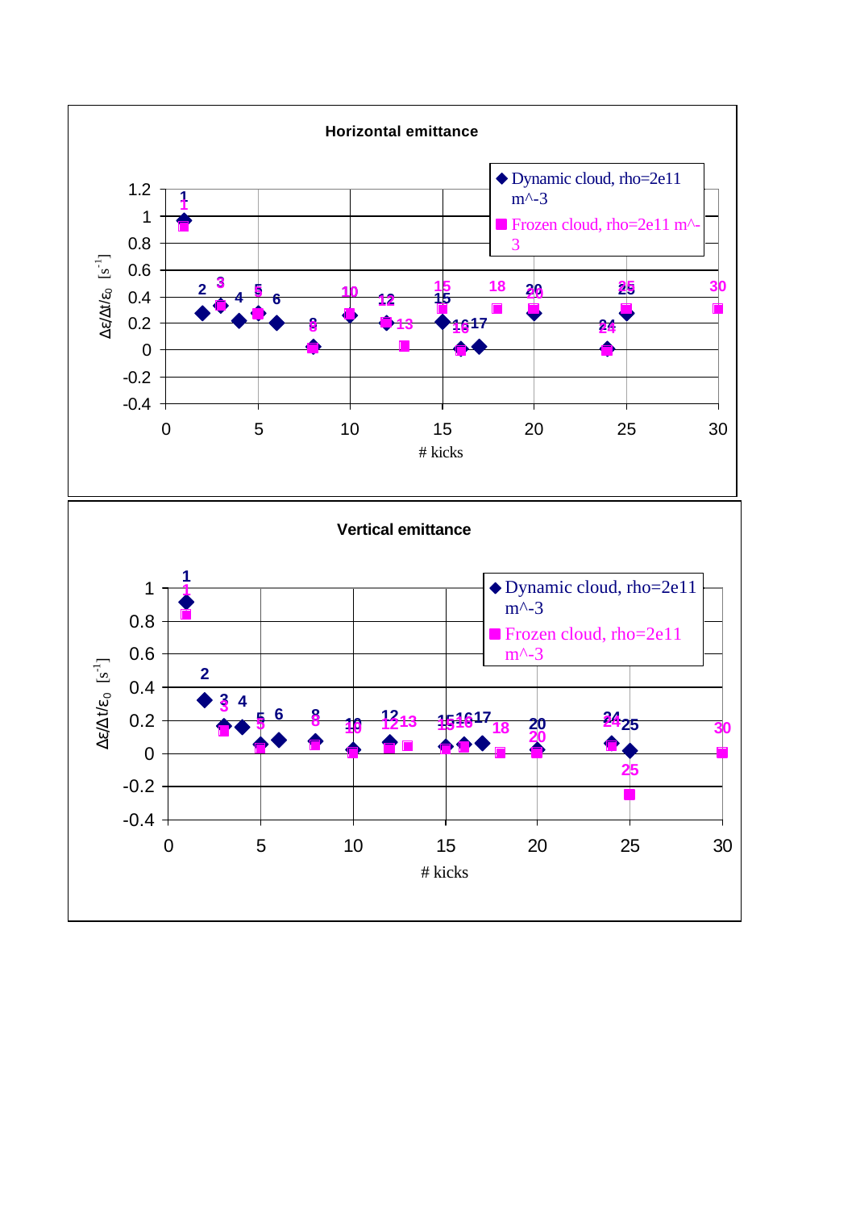**Horizontal emittance**

Dynamic cloud, rho=2e11 m^-3

Frozen cloud, rho=2e11 m^-3

$\Delta\varepsilon/\Delta t/\varepsilon_0$ [s$^{-1}$]

# kicks

**Vertical emittance**

Dynamic cloud, rho=2e11 m^-3

Frozen cloud, rho=2e11 m^-3

$\Delta\varepsilon/\Delta t/\varepsilon_0$ [s$^{-1}$]

# kicks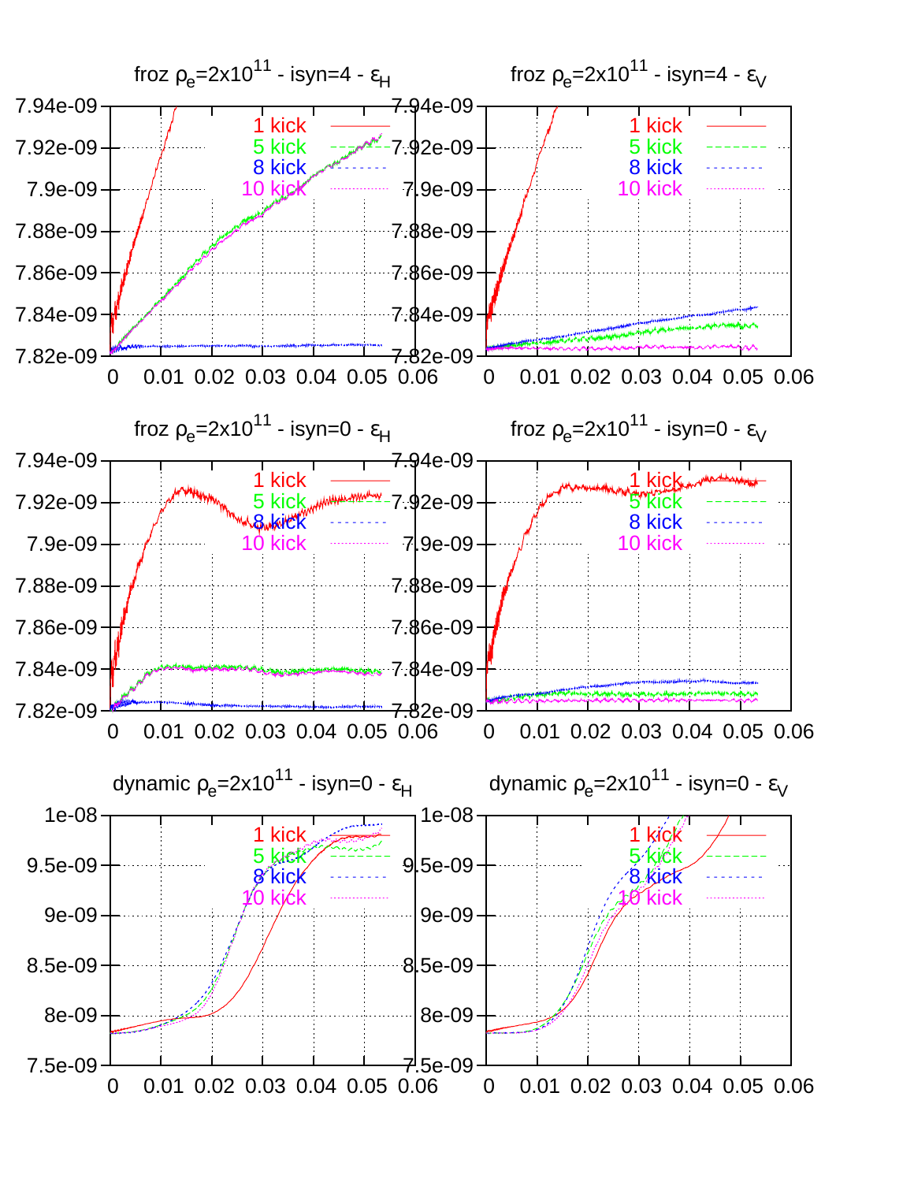froz $\rho_e$=2x10$^{11}$ - isyn=4 - $\varepsilon_H$

7.94e-09
7.92e-09
7.9e-09
7.88e-09
7.86e-09
7.84e-09
7.82e-09

0 0.01 0.02 0.03 0.04 0.05 0.06

1 kick
5 kick
8 kick
10 kick

froz $\rho_e$=2x10$^{11}$ - isyn=4 - $\varepsilon_V$

7.94e-09
7.92e-09
7.9e-09
7.88e-09
7.86e-09
7.84e-09
7.82e-09

0 0.01 0.02 0.03 0.04 0.05 0.06

1 kick
5 kick
8 kick
10 kick

froz $\rho_e$=2x10$^{11}$ - isyn=0 - $\varepsilon_H$

7.94e-09
7.92e-09
7.9e-09
7.88e-09
7.86e-09
7.84e-09
7.82e-09

0 0.01 0.02 0.03 0.04 0.05 0.06

1 kick
5 kick
8 kick
10 kick

froz $\rho_e$=2x10$^{11}$ - isyn=0 - $\varepsilon_V$

7.94e-09
7.92e-09
7.9e-09
7.88e-09
7.86e-09
7.84e-09
7.82e-09

0 0.01 0.02 0.03 0.04 0.05 0.06

1 kick
5 kick
8 kick
10 kick

dynamic $\rho_e$=2x10$^{11}$ - isyn=0 - $\varepsilon_H$

1e-08
9.5e-09
9e-09
8.5e-09
8e-09
7.5e-09

0 0.01 0.02 0.03 0.04 0.05 0.06

1 kick
5 kick
8 kick
10 kick

dynamic $\rho_e$=2x10$^{11}$ - isyn=0 - $\varepsilon_V$

1e-08
9.5e-09
9e-09
8.5e-09
8e-09
7.5e-09

0 0.01 0.02 0.03 0.04 0.05 0.06

1 kick
5 kick
8 kick
10 kick